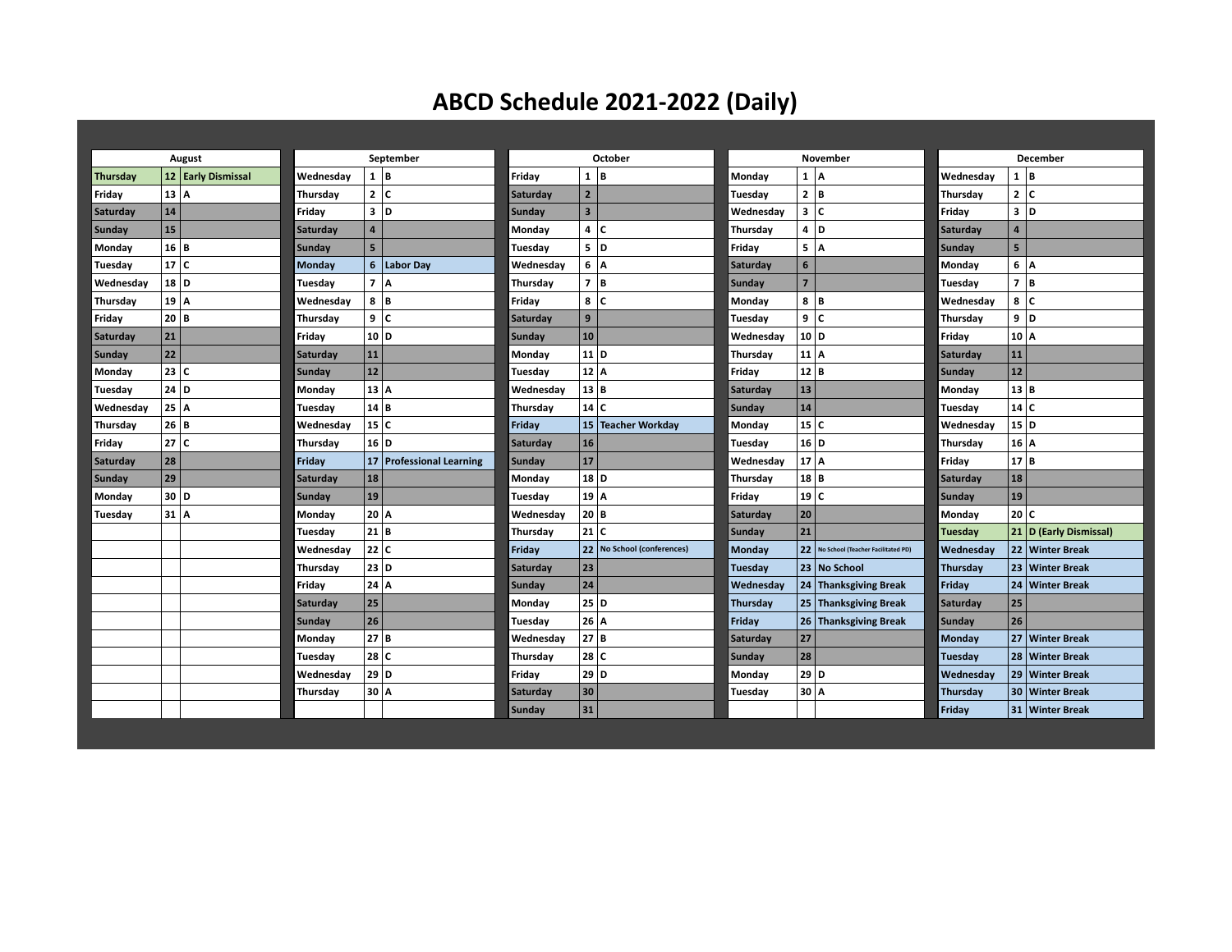# ABCD Schedule 2021-2022 (Daily)

| August | | |
|---|---|---|
| Thursday | 12 | Early Dismissal |
| Friday | 13 | A |
| Saturday | 14 | |
| Sunday | 15 | |
| Monday | 16 | B |
| Tuesday | 17 | C |
| Wednesday | 18 | D |
| Thursday | 19 | A |
| Friday | 20 | B |
| Saturday | 21 | |
| Sunday | 22 | |
| Monday | 23 | C |
| Tuesday | 24 | D |
| Wednesday | 25 | A |
| Thursday | 26 | B |
| Friday | 27 | C |
| Saturday | 28 | |
| Sunday | 29 | |
| Monday | 30 | D |
| Tuesday | 31 | A |

| September | | |
|---|---|---|
| Wednesday | 1 | B |
| Thursday | 2 | C |
| Friday | 3 | D |
| Saturday | 4 | |
| Sunday | 5 | |
| Monday | 6 | Labor Day |
| Tuesday | 7 | A |
| Wednesday | 8 | B |
| Thursday | 9 | C |
| Friday | 10 | D |
| Saturday | 11 | |
| Sunday | 12 | |
| Monday | 13 | A |
| Tuesday | 14 | B |
| Wednesday | 15 | C |
| Thursday | 16 | D |
| Friday | 17 | Professional Learning |
| Saturday | 18 | |
| Sunday | 19 | |
| Monday | 20 | A |
| Tuesday | 21 | B |
| Wednesday | 22 | C |
| Thursday | 23 | D |
| Friday | 24 | A |
| Saturday | 25 | |
| Sunday | 26 | |
| Monday | 27 | B |
| Tuesday | 28 | C |
| Wednesday | 29 | D |
| Thursday | 30 | A |

| October | | |
|---|---|---|
| Friday | 1 | B |
| Saturday | 2 | |
| Sunday | 3 | |
| Monday | 4 | C |
| Tuesday | 5 | D |
| Wednesday | 6 | A |
| Thursday | 7 | B |
| Friday | 8 | C |
| Saturday | 9 | |
| Sunday | 10 | |
| Monday | 11 | D |
| Tuesday | 12 | A |
| Wednesday | 13 | B |
| Thursday | 14 | C |
| Friday | 15 | Teacher Workday |
| Saturday | 16 | |
| Sunday | 17 | |
| Monday | 18 | D |
| Tuesday | 19 | A |
| Wednesday | 20 | B |
| Thursday | 21 | C |
| Friday | 22 | No School (conferences) |
| Saturday | 23 | |
| Sunday | 24 | |
| Monday | 25 | D |
| Tuesday | 26 | A |
| Wednesday | 27 | B |
| Thursday | 28 | C |
| Friday | 29 | D |
| Saturday | 30 | |
| Sunday | 31 | |

| November | | |
|---|---|---|
| Monday | 1 | A |
| Tuesday | 2 | B |
| Wednesday | 3 | C |
| Thursday | 4 | D |
| Friday | 5 | A |
| Saturday | 6 | |
| Sunday | 7 | |
| Monday | 8 | B |
| Tuesday | 9 | C |
| Wednesday | 10 | D |
| Thursday | 11 | A |
| Friday | 12 | B |
| Saturday | 13 | |
| Sunday | 14 | |
| Monday | 15 | C |
| Tuesday | 16 | D |
| Wednesday | 17 | A |
| Thursday | 18 | B |
| Friday | 19 | C |
| Saturday | 20 | |
| Sunday | 21 | |
| Monday | 22 | No School (Teacher Facilitated PD) |
| Tuesday | 23 | No School |
| Wednesday | 24 | Thanksgiving Break |
| Thursday | 25 | Thanksgiving Break |
| Friday | 26 | Thanksgiving Break |
| Saturday | 27 | |
| Sunday | 28 | |
| Monday | 29 | D |
| Tuesday | 30 | A |

| December | | |
|---|---|---|
| Wednesday | 1 | B |
| Thursday | 2 | C |
| Friday | 3 | D |
| Saturday | 4 | |
| Sunday | 5 | |
| Monday | 6 | A |
| Tuesday | 7 | B |
| Wednesday | 8 | C |
| Thursday | 9 | D |
| Friday | 10 | A |
| Saturday | 11 | |
| Sunday | 12 | |
| Monday | 13 | B |
| Tuesday | 14 | C |
| Wednesday | 15 | D |
| Thursday | 16 | A |
| Friday | 17 | B |
| Saturday | 18 | |
| Sunday | 19 | |
| Monday | 20 | C |
| Tuesday | 21 | D (Early Dismissal) |
| Wednesday | 22 | Winter Break |
| Thursday | 23 | Winter Break |
| Friday | 24 | Winter Break |
| Saturday | 25 | |
| Sunday | 26 | |
| Monday | 27 | Winter Break |
| Tuesday | 28 | Winter Break |
| Wednesday | 29 | Winter Break |
| Thursday | 30 | Winter Break |
| Friday | 31 | Winter Break |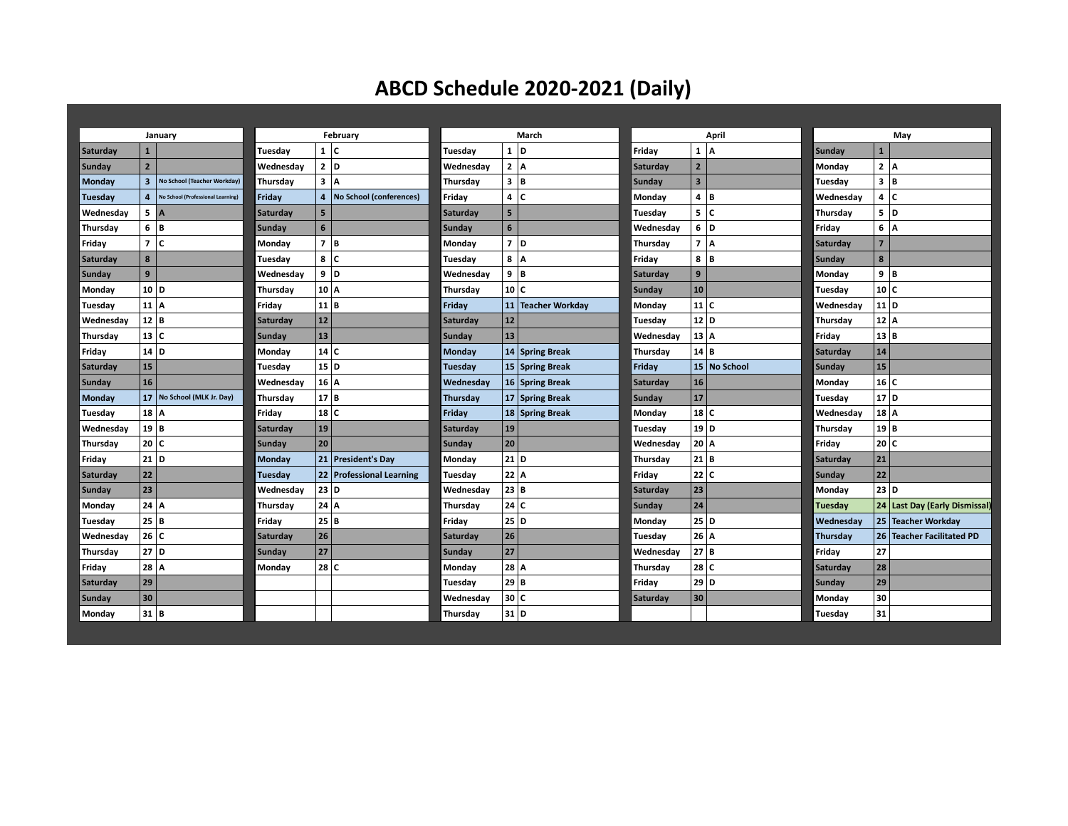# ABCD Schedule 2020-2021 (Daily)

| January | | | February | | | March | | | April | | | May | | |
|---|---|---|---|---|---|---|---|---|---|---|---|---|---|---|
| Saturday | 1 | | Tuesday | 1 | C | Tuesday | 1 | D | Friday | 1 | A | Sunday | 1 | |
| Sunday | 2 | | Wednesday | 2 | D | Wednesday | 2 | A | Saturday | 2 | | Monday | 2 | A |
| Monday | 3 | No School (Teacher Workday) | Thursday | 3 | A | Thursday | 3 | B | Sunday | 3 | | Tuesday | 3 | B |
| Tuesday | 4 | No School (Professional Learning) | Friday | 4 | No School (conferences) | Friday | 4 | C | Monday | 4 | B | Wednesday | 4 | C |
| Wednesday | 5 | A | Saturday | 5 | | Saturday | 5 | | Tuesday | 5 | C | Thursday | 5 | D |
| Thursday | 6 | B | Sunday | 6 | | Sunday | 6 | | Wednesday | 6 | D | Friday | 6 | A |
| Friday | 7 | C | Monday | 7 | B | Monday | 7 | D | Thursday | 7 | A | Saturday | 7 | |
| Saturday | 8 | | Tuesday | 8 | C | Tuesday | 8 | A | Friday | 8 | B | Sunday | 8 | |
| Sunday | 9 | | Wednesday | 9 | D | Wednesday | 9 | B | Saturday | 9 | | Monday | 9 | B |
| Monday | 10 | D | Thursday | 10 | A | Thursday | 10 | C | Sunday | 10 | | Tuesday | 10 | C |
| Tuesday | 11 | A | Friday | 11 | B | Friday | 11 | Teacher Workday | Monday | 11 | C | Wednesday | 11 | D |
| Wednesday | 12 | B | Saturday | 12 | | Saturday | 12 | | Tuesday | 12 | D | Thursday | 12 | A |
| Thursday | 13 | C | Sunday | 13 | | Sunday | 13 | | Wednesday | 13 | A | Friday | 13 | B |
| Friday | 14 | D | Monday | 14 | C | Monday | 14 | Spring Break | Thursday | 14 | B | Saturday | 14 | |
| Saturday | 15 | | Tuesday | 15 | D | Tuesday | 15 | Spring Break | Friday | 15 | No School | Sunday | 15 | |
| Sunday | 16 | | Wednesday | 16 | A | Wednesday | 16 | Spring Break | Saturday | 16 | | Monday | 16 | C |
| Monday | 17 | No School (MLK Jr. Day) | Thursday | 17 | B | Thursday | 17 | Spring Break | Sunday | 17 | | Tuesday | 17 | D |
| Tuesday | 18 | A | Friday | 18 | C | Friday | 18 | Spring Break | Monday | 18 | C | Wednesday | 18 | A |
| Wednesday | 19 | B | Saturday | 19 | | Saturday | 19 | | Tuesday | 19 | D | Thursday | 19 | B |
| Thursday | 20 | C | Sunday | 20 | | Sunday | 20 | | Wednesday | 20 | A | Friday | 20 | C |
| Friday | 21 | D | Monday | 21 | President's Day | Monday | 21 | D | Thursday | 21 | B | Saturday | 21 | |
| Saturday | 22 | | Tuesday | 22 | Professional Learning | Tuesday | 22 | A | Friday | 22 | C | Sunday | 22 | |
| Sunday | 23 | | Wednesday | 23 | D | Wednesday | 23 | B | Saturday | 23 | | Monday | 23 | D |
| Monday | 24 | A | Thursday | 24 | A | Thursday | 24 | C | Sunday | 24 | | Tuesday | 24 | Last Day (Early Dismissal) |
| Tuesday | 25 | B | Friday | 25 | B | Friday | 25 | D | Monday | 25 | D | Wednesday | 25 | Teacher Workday |
| Wednesday | 26 | C | Saturday | 26 | | Saturday | 26 | | Tuesday | 26 | A | Thursday | 26 | Teacher Facilitated PD |
| Thursday | 27 | D | Sunday | 27 | | Sunday | 27 | | Wednesday | 27 | B | Friday | 27 | |
| Friday | 28 | A | Monday | 28 | C | Monday | 28 | A | Thursday | 28 | C | Saturday | 28 | |
| Saturday | 29 | | | | | Tuesday | 29 | B | Friday | 29 | D | Sunday | 29 | |
| Sunday | 30 | | | | | Wednesday | 30 | C | Saturday | 30 | | Monday | 30 | |
| Monday | 31 | B | | | | Thursday | 31 | D | | | | Tuesday | 31 | |